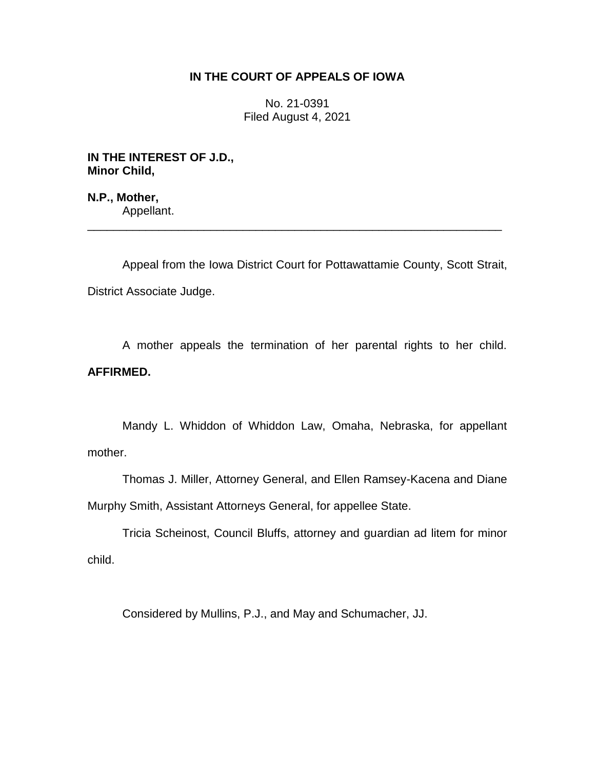**IN THE COURT OF APPEALS OF IOWA**

No. 21-0391
Filed August 4, 2021

**IN THE INTEREST OF J.D.,**
**Minor Child,**

**N.P., Mother,**
Appellant.

---

Appeal from the Iowa District Court for Pottawattamie County, Scott Strait, District Associate Judge.

A mother appeals the termination of her parental rights to her child. **AFFIRMED.**

Mandy L. Whiddon of Whiddon Law, Omaha, Nebraska, for appellant mother.

Thomas J. Miller, Attorney General, and Ellen Ramsey-Kacena and Diane Murphy Smith, Assistant Attorneys General, for appellee State.

Tricia Scheinost, Council Bluffs, attorney and guardian ad litem for minor child.

Considered by Mullins, P.J., and May and Schumacher, JJ.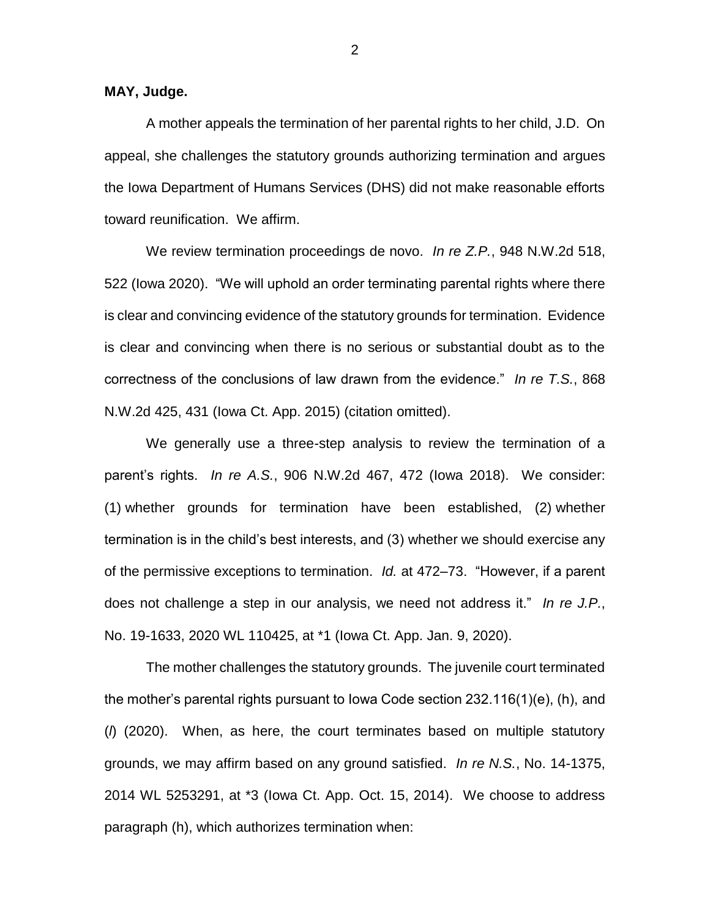**MAY, Judge.**

A mother appeals the termination of her parental rights to her child, J.D. On appeal, she challenges the statutory grounds authorizing termination and argues the Iowa Department of Humans Services (DHS) did not make reasonable efforts toward reunification. We affirm.

We review termination proceedings de novo. *In re Z.P.*, 948 N.W.2d 518, 522 (Iowa 2020). "We will uphold an order terminating parental rights where there is clear and convincing evidence of the statutory grounds for termination. Evidence is clear and convincing when there is no serious or substantial doubt as to the correctness of the conclusions of law drawn from the evidence." *In re T.S.*, 868 N.W.2d 425, 431 (Iowa Ct. App. 2015) (citation omitted).

We generally use a three-step analysis to review the termination of a parent's rights. *In re A.S.*, 906 N.W.2d 467, 472 (Iowa 2018). We consider: (1) whether grounds for termination have been established, (2) whether termination is in the child's best interests, and (3) whether we should exercise any of the permissive exceptions to termination. *Id.* at 472–73. "However, if a parent does not challenge a step in our analysis, we need not address it." *In re J.P.*, No. 19-1633, 2020 WL 110425, at *1 (Iowa Ct. App. Jan. 9, 2020).

The mother challenges the statutory grounds. The juvenile court terminated the mother's parental rights pursuant to Iowa Code section 232.116(1)(e), (h), and (*l*) (2020). When, as here, the court terminates based on multiple statutory grounds, we may affirm based on any ground satisfied. *In re N.S.*, No. 14-1375, 2014 WL 5253291, at *3 (Iowa Ct. App. Oct. 15, 2014). We choose to address paragraph (h), which authorizes termination when: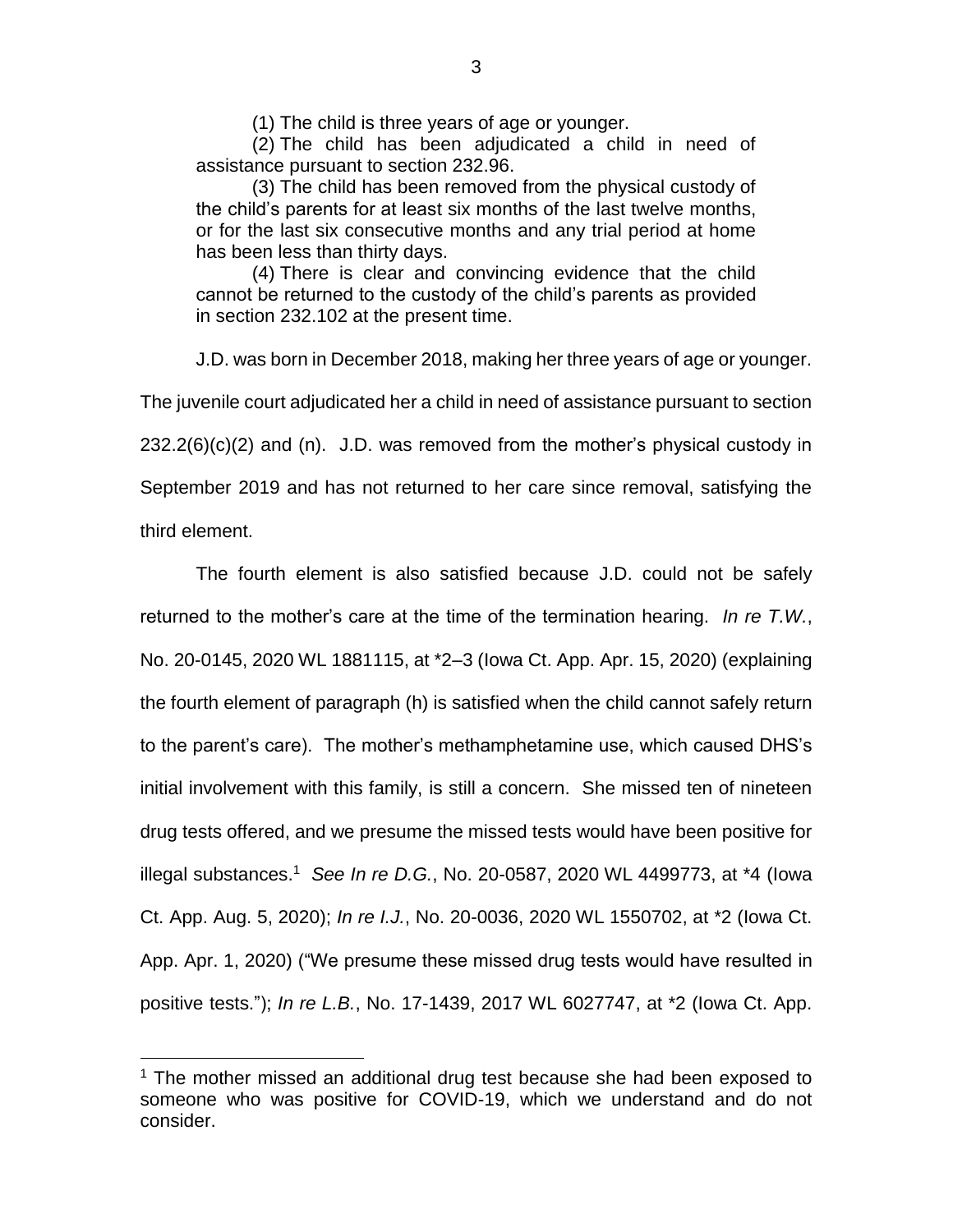(1) The child is three years of age or younger.

(2) The child has been adjudicated a child in need of assistance pursuant to section 232.96.

(3) The child has been removed from the physical custody of the child's parents for at least six months of the last twelve months, or for the last six consecutive months and any trial period at home has been less than thirty days.

(4) There is clear and convincing evidence that the child cannot be returned to the custody of the child's parents as provided in section 232.102 at the present time.

J.D. was born in December 2018, making her three years of age or younger. The juvenile court adjudicated her a child in need of assistance pursuant to section 232.2(6)(c)(2) and (n). J.D. was removed from the mother's physical custody in September 2019 and has not returned to her care since removal, satisfying the third element.

The fourth element is also satisfied because J.D. could not be safely returned to the mother's care at the time of the termination hearing. *In re T.W.*, No. 20-0145, 2020 WL 1881115, at *2–3 (Iowa Ct. App. Apr. 15, 2020) (explaining the fourth element of paragraph (h) is satisfied when the child cannot safely return to the parent's care). The mother's methamphetamine use, which caused DHS's initial involvement with this family, is still a concern. She missed ten of nineteen drug tests offered, and we presume the missed tests would have been positive for illegal substances.[1] *See In re D.G.*, No. 20-0587, 2020 WL 4499773, at *4 (Iowa Ct. App. Aug. 5, 2020); *In re I.J.*, No. 20-0036, 2020 WL 1550702, at *2 (Iowa Ct. App. Apr. 1, 2020) ("We presume these missed drug tests would have resulted in positive tests."); *In re L.B.*, No. 17-1439, 2017 WL 6027747, at *2 (Iowa Ct. App.

[1] The mother missed an additional drug test because she had been exposed to someone who was positive for COVID-19, which we understand and do not consider.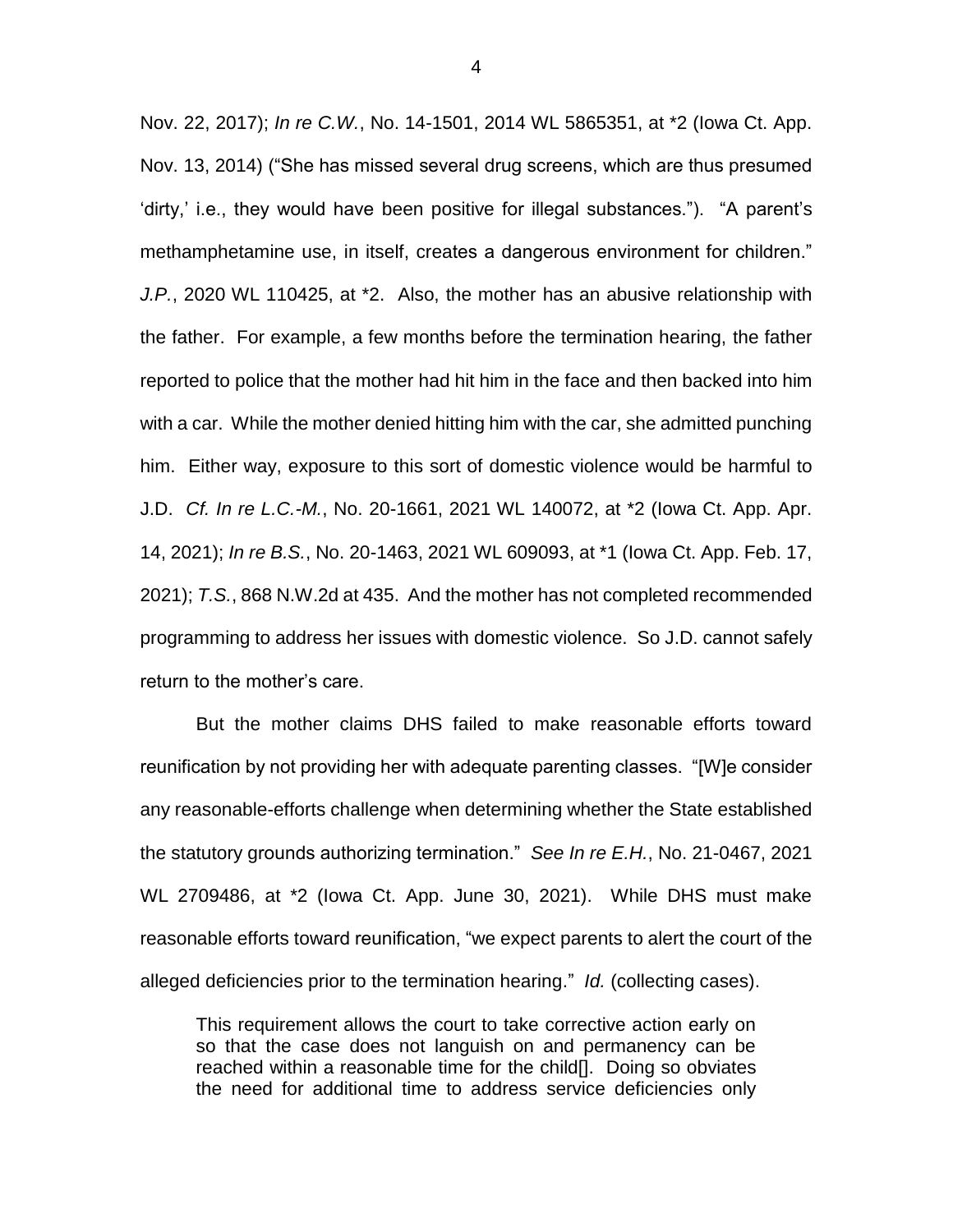Nov. 22, 2017); *In re C.W.*, No. 14-1501, 2014 WL 5865351, at *2 (Iowa Ct. App. Nov. 13, 2014) ("She has missed several drug screens, which are thus presumed 'dirty,' i.e., they would have been positive for illegal substances."). "A parent's methamphetamine use, in itself, creates a dangerous environment for children." *J.P.*, 2020 WL 110425, at *2. Also, the mother has an abusive relationship with the father. For example, a few months before the termination hearing, the father reported to police that the mother had hit him in the face and then backed into him with a car. While the mother denied hitting him with the car, she admitted punching him. Either way, exposure to this sort of domestic violence would be harmful to J.D. *Cf. In re L.C.-M.*, No. 20-1661, 2021 WL 140072, at *2 (Iowa Ct. App. Apr. 14, 2021); *In re B.S.*, No. 20-1463, 2021 WL 609093, at *1 (Iowa Ct. App. Feb. 17, 2021); *T.S.*, 868 N.W.2d at 435. And the mother has not completed recommended programming to address her issues with domestic violence. So J.D. cannot safely return to the mother's care.

But the mother claims DHS failed to make reasonable efforts toward reunification by not providing her with adequate parenting classes. "[W]e consider any reasonable-efforts challenge when determining whether the State established the statutory grounds authorizing termination." *See In re E.H.*, No. 21-0467, 2021 WL 2709486, at *2 (Iowa Ct. App. June 30, 2021). While DHS must make reasonable efforts toward reunification, "we expect parents to alert the court of the alleged deficiencies prior to the termination hearing." *Id.* (collecting cases).

> This requirement allows the court to take corrective action early on so that the case does not languish on and permanency can be reached within a reasonable time for the child[]. Doing so obviates the need for additional time to address service deficiencies only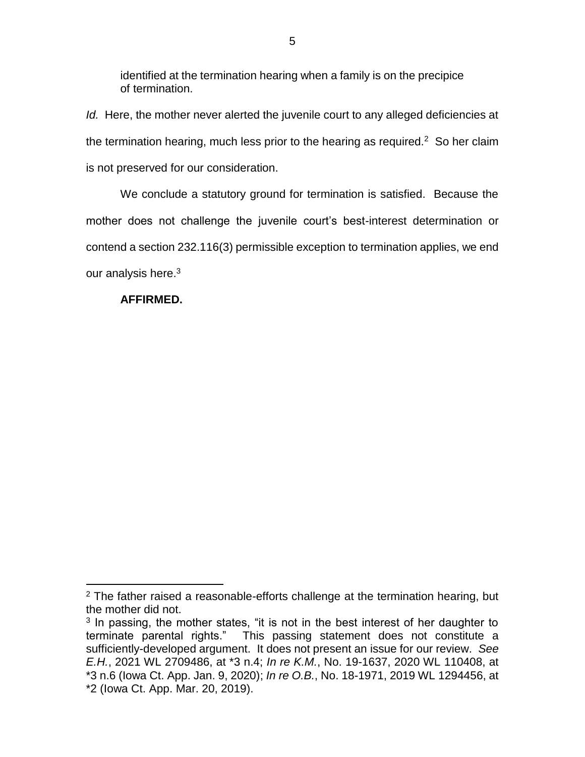identified at the termination hearing when a family is on the precipice of termination.

*Id.* Here, the mother never alerted the juvenile court to any alleged deficiencies at the termination hearing, much less prior to the hearing as required.[2] So her claim is not preserved for our consideration.

We conclude a statutory ground for termination is satisfied. Because the mother does not challenge the juvenile court's best-interest determination or contend a section 232.116(3) permissible exception to termination applies, we end our analysis here.[3]

**AFFIRMED.**

---

[2] The father raised a reasonable-efforts challenge at the termination hearing, but the mother did not.

[3] In passing, the mother states, "it is not in the best interest of her daughter to terminate parental rights." This passing statement does not constitute a sufficiently-developed argument. It does not present an issue for our review. *See E.H.*, 2021 WL 2709486, at *3 n.4; *In re K.M.*, No. 19-1637, 2020 WL 110408, at *3 n.6 (Iowa Ct. App. Jan. 9, 2020); *In re O.B.*, No. 18-1971, 2019 WL 1294456, at *2 (Iowa Ct. App. Mar. 20, 2019).